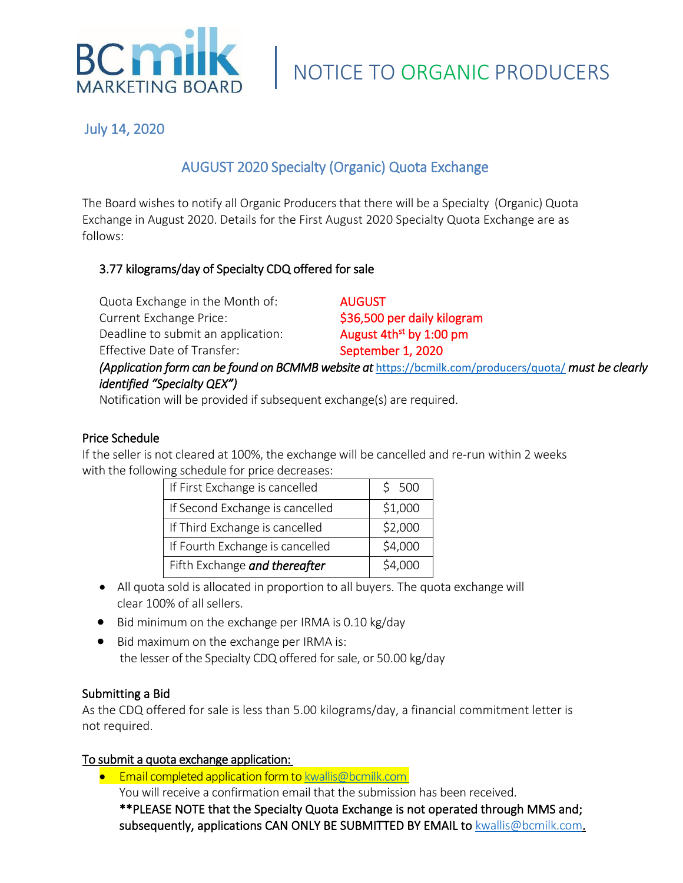BC milk MARKETING BOARD

# NOTICE TO ORGANIC PRODUCERS

July 14, 2020

## AUGUST 2020 Specialty (Organic) Quota Exchange

The Board wishes to notify all Organic Producers that there will be a Specialty (Organic) Quota Exchange in August 2020. Details for the First August 2020 Specialty Quota Exchange are as follows:

### 3.77 kilograms/day of Specialty CDQ offered for sale

Quota Exchange in the Month of: AUGUST
Current Exchange Price: $36,500 per daily kilogram
Deadline to submit an application: August 4th[st] by 1:00 pm
Effective Date of Transfer: September 1, 2020

*(Application form can be found on BCMMB website at* https://bcmilk.com/producers/quota/ *must be clearly identified "Specialty QEX")*

Notification will be provided if subsequent exchange(s) are required.

### Price Schedule

If the seller is not cleared at 100%, the exchange will be cancelled and re-run within 2 weeks with the following schedule for price decreases:

| | |
|---|---|
| If First Exchange is cancelled | $ 500 |
| If Second Exchange is cancelled | $1,000 |
| If Third Exchange is cancelled | $2,000 |
| If Fourth Exchange is cancelled | $4,000 |
| Fifth Exchange ***and thereafter*** | $4,000 |

- All quota sold is allocated in proportion to all buyers. The quota exchange will clear 100% of all sellers.
- Bid minimum on the exchange per IRMA is 0.10 kg/day
- Bid maximum on the exchange per IRMA is:
  the lesser of the Specialty CDQ offered for sale, or 50.00 kg/day

### Submitting a Bid

As the CDQ offered for sale is less than 5.00 kilograms/day, a financial commitment letter is not required.

### To submit a quota exchange application:

- Email completed application form to kwallis@bcmilk.com
  You will receive a confirmation email that the submission has been received.
  **\*\*PLEASE NOTE that the Specialty Quota Exchange is not operated through MMS and; subsequently, applications CAN ONLY BE SUBMITTED BY EMAIL to kwallis@bcmilk.com.**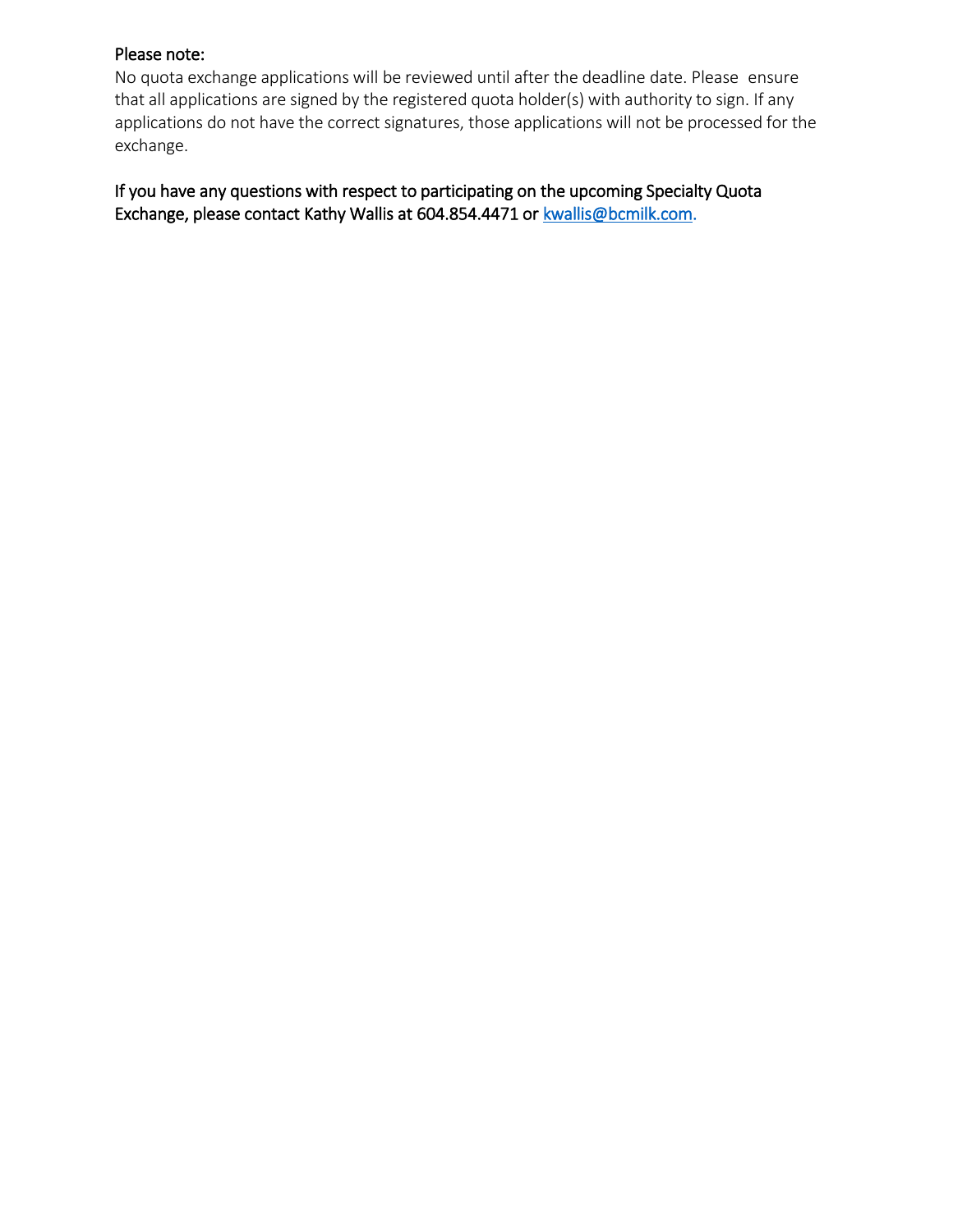Please note:
No quota exchange applications will be reviewed until after the deadline date. Please ensure that all applications are signed by the registered quota holder(s) with authority to sign. If any applications do not have the correct signatures, those applications will not be processed for the exchange.

If you have any questions with respect to participating on the upcoming Specialty Quota Exchange, please contact Kathy Wallis at 604.854.4471 or kwallis@bcmilk.com.